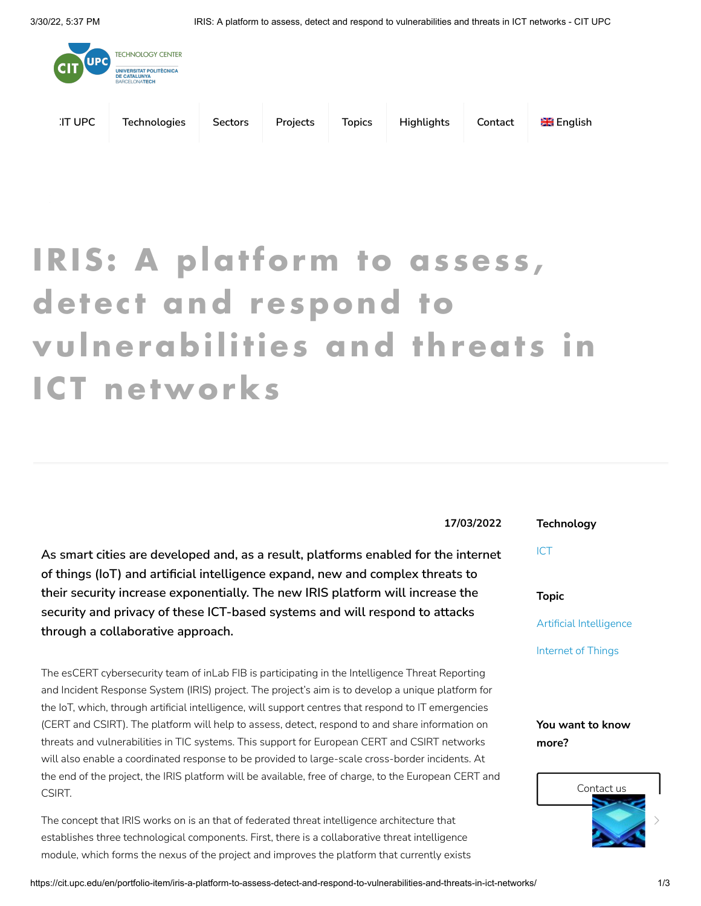CIT UPC | Technologies | Sectors | Projects | Topics | Highlights | Contact | English

# IRIS: A platform to assess, detect and respond to vulnerabilities and threats in ICT networks

17/03/2022

**As smart cities are developed and, as a result, platforms enabled for the internet of things (IoT) and artificial intelligence expand, new and complex threats to their security increase exponentially. The new IRIS platform will increase the security and privacy of these ICT-based systems and will respond to attacks through a collaborative approach.**

The esCERT cybersecurity team of inLab FIB is participating in the Intelligence Threat Reporting and Incident Response System (IRIS) project. The project's aim is to develop a unique platform for the IoT, which, through artificial intelligence, will support centres that respond to IT emergencies (CERT and CSIRT). The platform will help to assess, detect, respond to and share information on threats and vulnerabilities in TIC systems. This support for European CERT and CSIRT networks will also enable a coordinated response to be provided to large-scale cross-border incidents. At the end of the project, the IRIS platform will be available, free of charge, to the European CERT and CSIRT.

The concept that IRIS works on is an that of federated threat intelligence architecture that establishes three technological components. First, there is a collaborative threat intelligence module, which forms the nexus of the project and improves the platform that currently exists

**Technology**

ICT

**Topic**

Artificial Intelligence

Internet of Things

**You want to know more?**

Contact us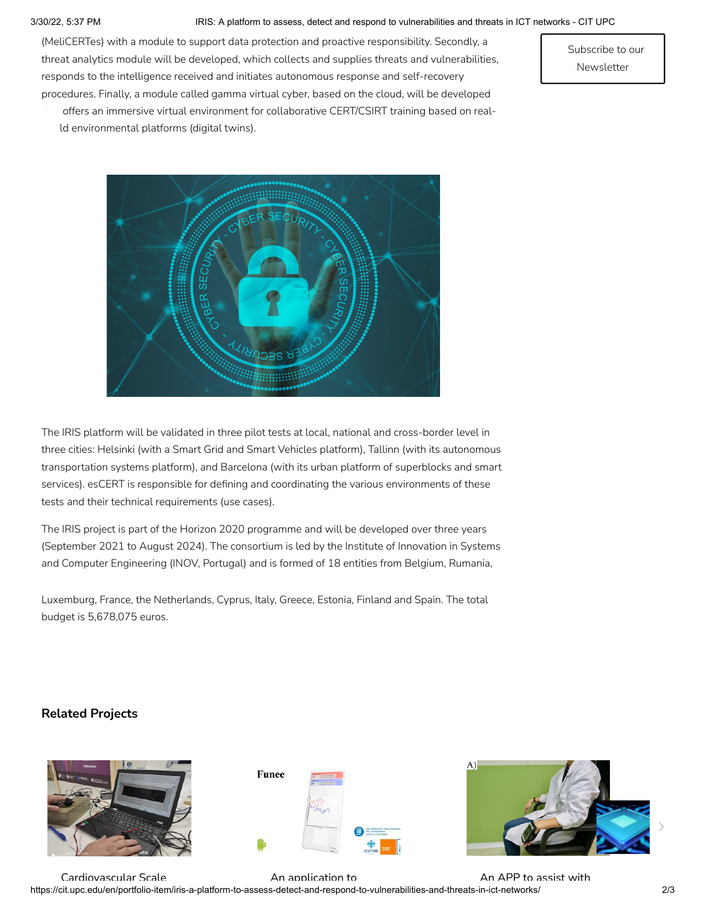(MeliCERTes) with a module to support data protection and proactive responsibility. Secondly, a threat analytics module will be developed, which collects and supplies threats and vulnerabilities, responds to the intelligence received and initiates autonomous response and self-recovery procedures. Finally, a module called gamma virtual cyber, based on the cloud, will be developed offers an immersive virtual environment for collaborative CERT/CSIRT training based on real-ld environmental platforms (digital twins).

Subscribe to our Newsletter

The IRIS platform will be validated in three pilot tests at local, national and cross-border level in three cities: Helsinki (with a Smart Grid and Smart Vehicles platform), Tallinn (with its autonomous transportation systems platform), and Barcelona (with its urban platform of superblocks and smart services). esCERT is responsible for defining and coordinating the various environments of these tests and their technical requirements (use cases).

The IRIS project is part of the Horizon 2020 programme and will be developed over three years (September 2021 to August 2024). The consortium is led by the Institute of Innovation in Systems and Computer Engineering (INOV, Portugal) and is formed of 18 entities from Belgium, Rumania, Luxemburg, France, the Netherlands, Cyprus, Italy, Greece, Estonia, Finland and Spain. The total budget is 5,678,075 euros.

## Related Projects

Cardiovascular Scale

An application to

An APP to assist with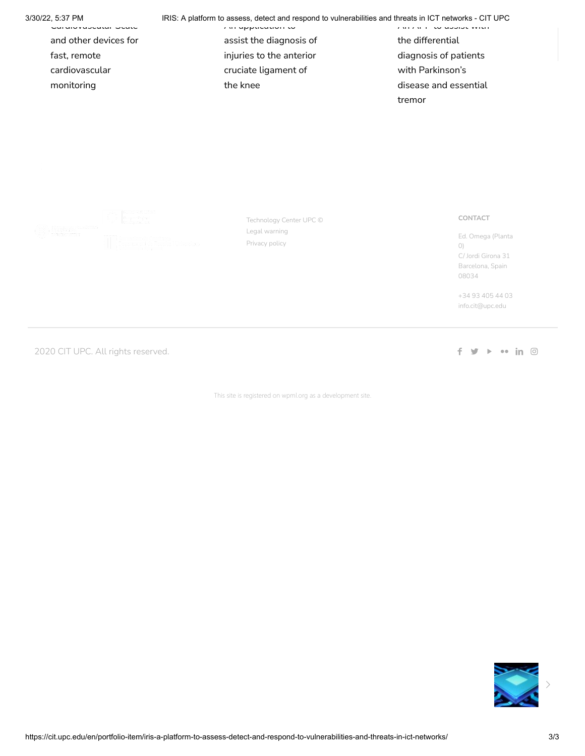and other devices for fast, remote cardiovascular monitoring

assist the diagnosis of injuries to the anterior cruciate ligament of the knee

the differential diagnosis of patients with Parkinson's disease and essential tremor

Technology Center UPC ©
Legal warning
Privacy policy

CONTACT

Ed. Omega (Planta 0)
C/ Jordi Girona 31
Barcelona, Spain
08034

+34 93 405 44 03
info.cit@upc.edu

2020 CIT UPC. All rights reserved.

This site is registered on wpml.org as a development site.